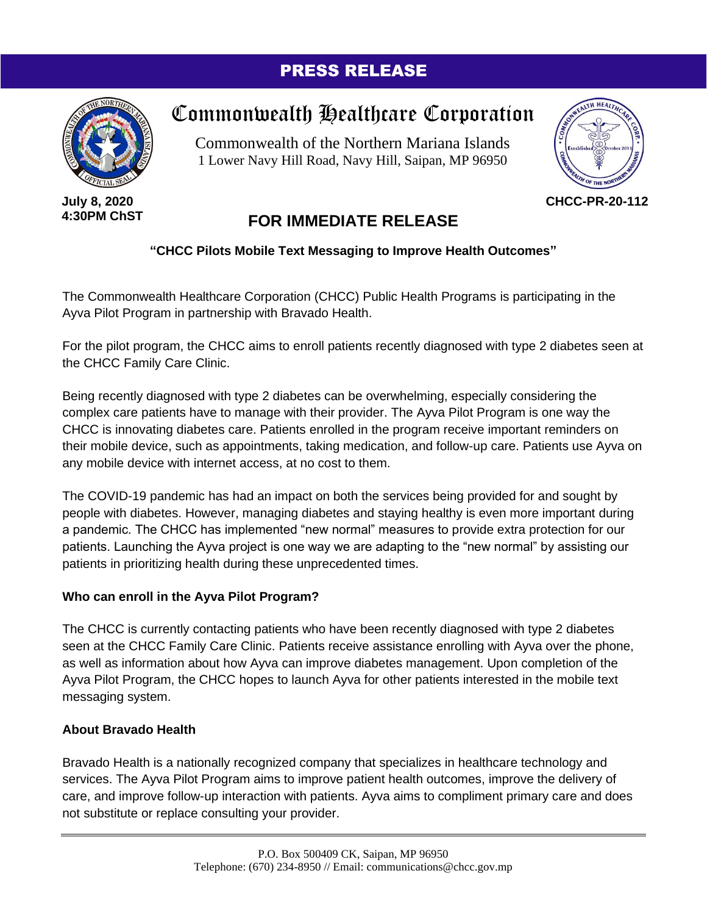# PRESS RELEASE

## Commonwealth Healthcare Corporation

Commonwealth of the Northern Mariana Islands
1 Lower Navy Hill Road, Navy Hill, Saipan, MP 96950

**July 8, 2020**
**4:30PM ChST**

**CHCC-PR-20-112**

## FOR IMMEDIATE RELEASE

**"CHCC Pilots Mobile Text Messaging to Improve Health Outcomes"**

The Commonwealth Healthcare Corporation (CHCC) Public Health Programs is participating in the Ayva Pilot Program in partnership with Bravado Health.

For the pilot program, the CHCC aims to enroll patients recently diagnosed with type 2 diabetes seen at the CHCC Family Care Clinic.

Being recently diagnosed with type 2 diabetes can be overwhelming, especially considering the complex care patients have to manage with their provider. The Ayva Pilot Program is one way the CHCC is innovating diabetes care. Patients enrolled in the program receive important reminders on their mobile device, such as appointments, taking medication, and follow-up care. Patients use Ayva on any mobile device with internet access, at no cost to them.

The COVID-19 pandemic has had an impact on both the services being provided for and sought by people with diabetes. However, managing diabetes and staying healthy is even more important during a pandemic. The CHCC has implemented "new normal" measures to provide extra protection for our patients. Launching the Ayva project is one way we are adapting to the "new normal" by assisting our patients in prioritizing health during these unprecedented times.

### Who can enroll in the Ayva Pilot Program?

The CHCC is currently contacting patients who have been recently diagnosed with type 2 diabetes seen at the CHCC Family Care Clinic. Patients receive assistance enrolling with Ayva over the phone, as well as information about how Ayva can improve diabetes management. Upon completion of the Ayva Pilot Program, the CHCC hopes to launch Ayva for other patients interested in the mobile text messaging system.

### About Bravado Health

Bravado Health is a nationally recognized company that specializes in healthcare technology and services. The Ayva Pilot Program aims to improve patient health outcomes, improve the delivery of care, and improve follow-up interaction with patients. Ayva aims to compliment primary care and does not substitute or replace consulting your provider.

P.O. Box 500409 CK, Saipan, MP 96950
Telephone: (670) 234-8950 // Email: communications@chcc.gov.mp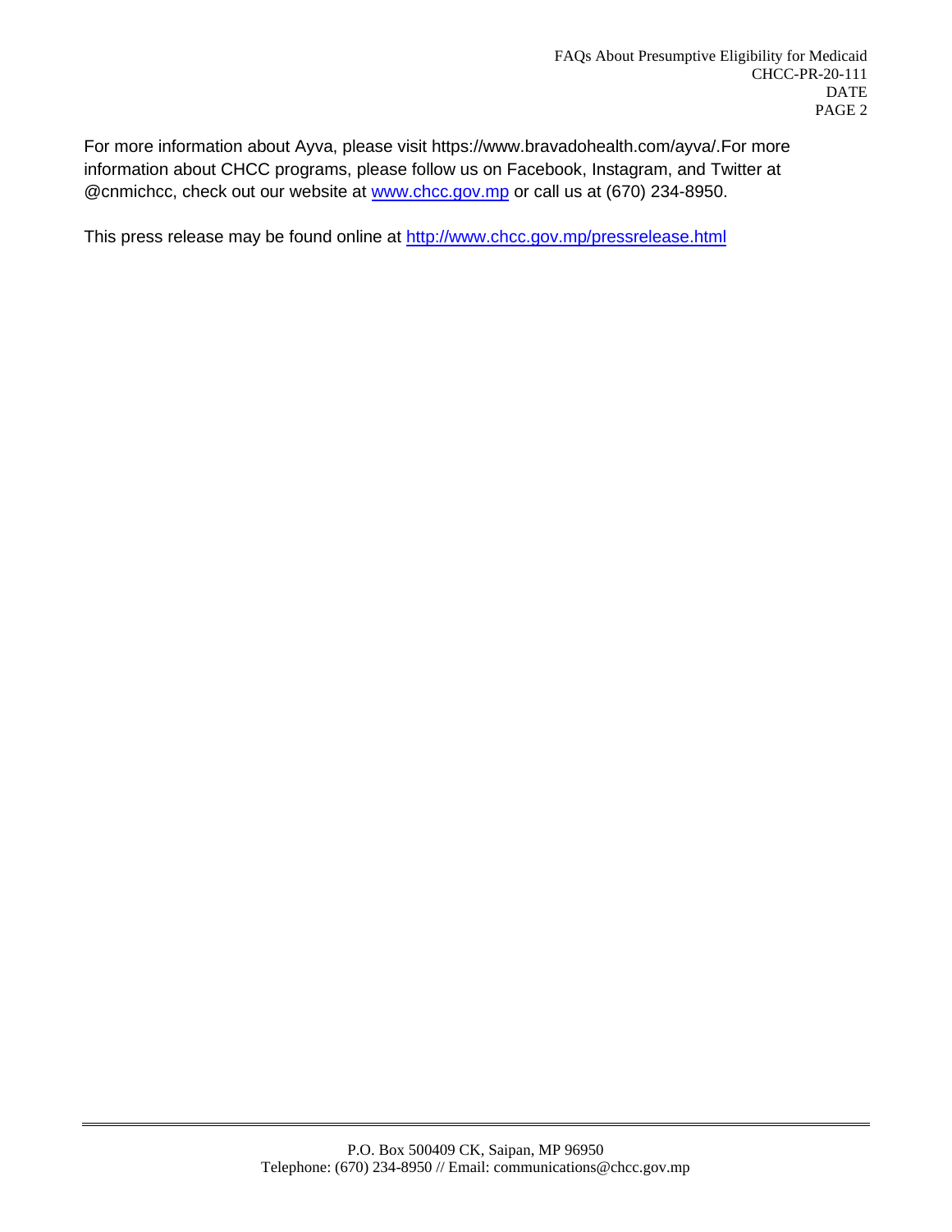For more information about Ayva, please visit https://www.bravadohealth.com/ayva/.For more information about CHCC programs, please follow us on Facebook, Instagram, and Twitter at @cnmichcc, check out our website at www.chcc.gov.mp or call us at (670) 234-8950.

This press release may be found online at http://www.chcc.gov.mp/pressrelease.html